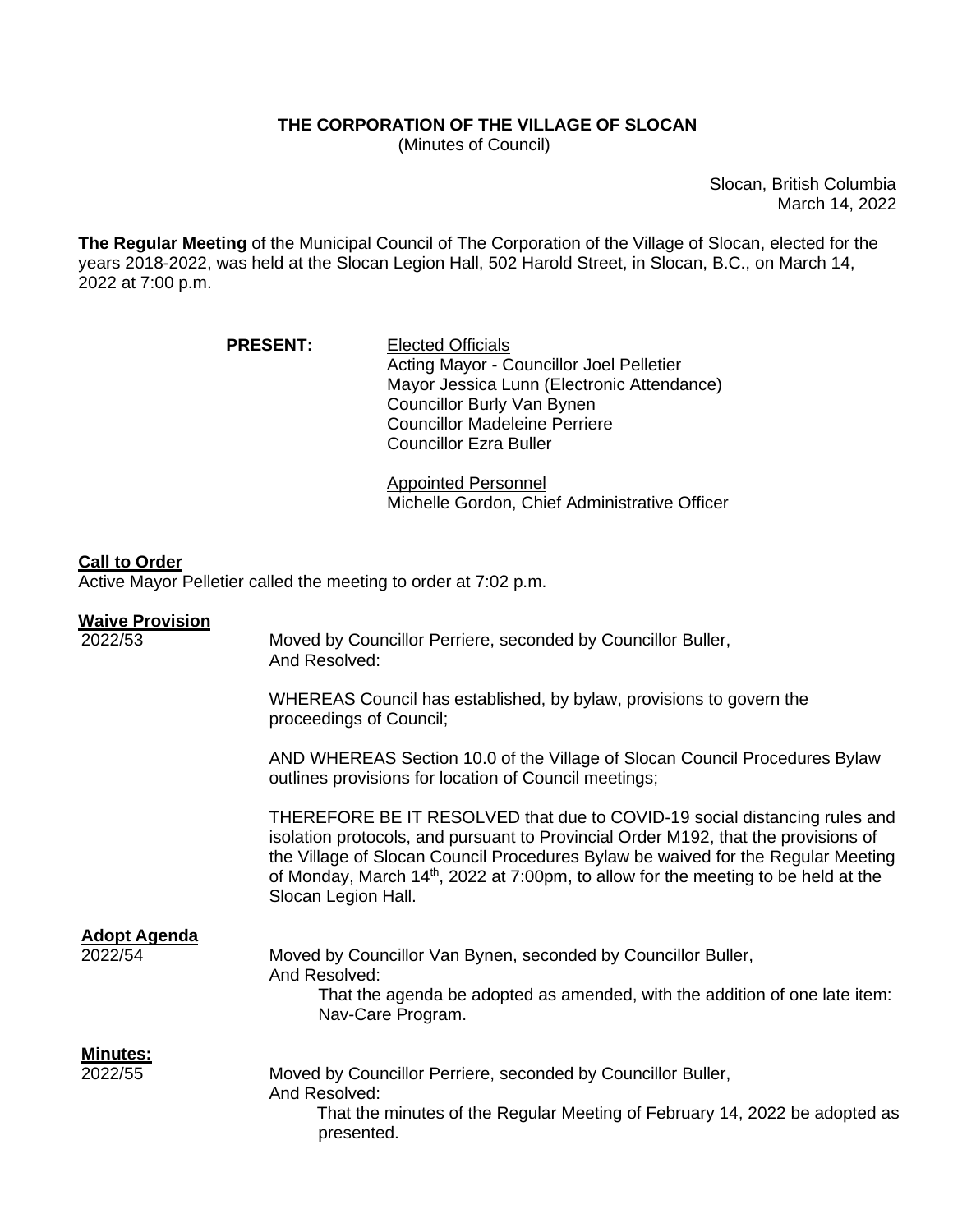**THE CORPORATION OF THE VILLAGE OF SLOCAN**
(Minutes of Council)

Slocan, British Columbia
March 14, 2022

**The Regular Meeting** of the Municipal Council of The Corporation of the Village of Slocan, elected for the years 2018-2022, was held at the Slocan Legion Hall, 502 Harold Street, in Slocan, B.C., on March 14, 2022 at 7:00 p.m.

**PRESENT:**

Elected Officials
Acting Mayor - Councillor Joel Pelletier
Mayor Jessica Lunn (Electronic Attendance)
Councillor Burly Van Bynen
Councillor Madeleine Perriere
Councillor Ezra Buller

Appointed Personnel
Michelle Gordon, Chief Administrative Officer

**Call to Order**

Active Mayor Pelletier called the meeting to order at 7:02 p.m.

**Waive Provision**

2022/53

Moved by Councillor Perriere, seconded by Councillor Buller,
And Resolved:

WHEREAS Council has established, by bylaw, provisions to govern the proceedings of Council;

AND WHEREAS Section 10.0 of the Village of Slocan Council Procedures Bylaw outlines provisions for location of Council meetings;

THEREFORE BE IT RESOLVED that due to COVID-19 social distancing rules and isolation protocols, and pursuant to Provincial Order M192, that the provisions of the Village of Slocan Council Procedures Bylaw be waived for the Regular Meeting of Monday, March 14th, 2022 at 7:00pm, to allow for the meeting to be held at the Slocan Legion Hall.

**Adopt Agenda**

2022/54

Moved by Councillor Van Bynen, seconded by Councillor Buller,
And Resolved:

That the agenda be adopted as amended, with the addition of one late item: Nav-Care Program.

**Minutes:**

2022/55

Moved by Councillor Perriere, seconded by Councillor Buller,
And Resolved:

That the minutes of the Regular Meeting of February 14, 2022 be adopted as presented.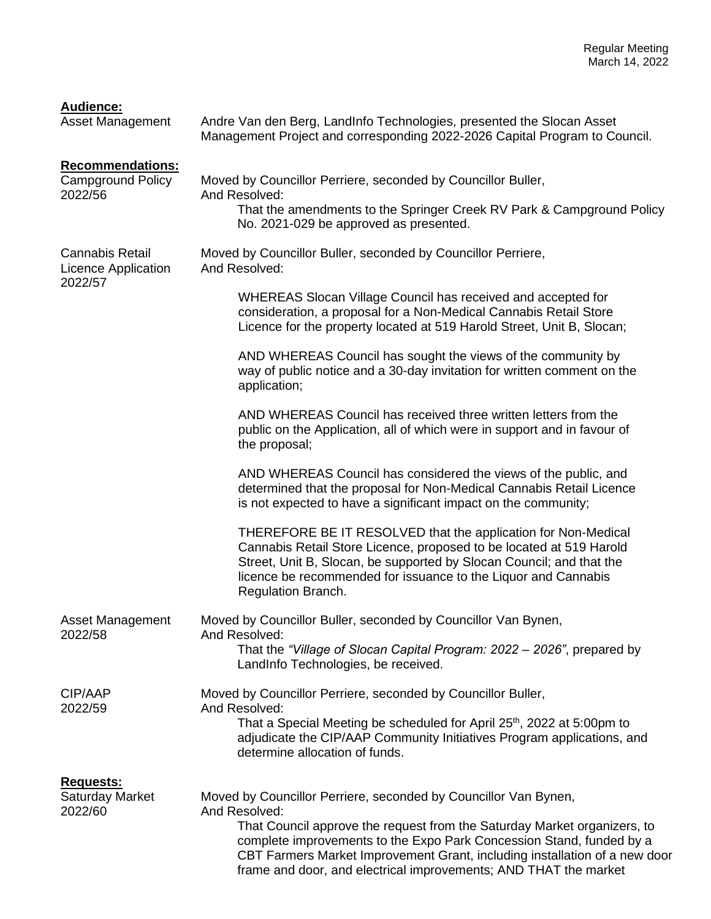**Audience:**

Asset Management

Andre Van den Berg, LandInfo Technologies, presented the Slocan Asset Management Project and corresponding 2022-2026 Capital Program to Council.

**Recommendations:**

Campground Policy 2022/56

Moved by Councillor Perriere, seconded by Councillor Buller, And Resolved:

That the amendments to the Springer Creek RV Park & Campground Policy No. 2021-029 be approved as presented.

Cannabis Retail Licence Application 2022/57

Moved by Councillor Buller, seconded by Councillor Perriere, And Resolved:

WHEREAS Slocan Village Council has received and accepted for consideration, a proposal for a Non-Medical Cannabis Retail Store Licence for the property located at 519 Harold Street, Unit B, Slocan;

AND WHEREAS Council has sought the views of the community by way of public notice and a 30-day invitation for written comment on the application;

AND WHEREAS Council has received three written letters from the public on the Application, all of which were in support and in favour of the proposal;

AND WHEREAS Council has considered the views of the public, and determined that the proposal for Non-Medical Cannabis Retail Licence is not expected to have a significant impact on the community;

THEREFORE BE IT RESOLVED that the application for Non-Medical Cannabis Retail Store Licence, proposed to be located at 519 Harold Street, Unit B, Slocan, be supported by Slocan Council; and that the licence be recommended for issuance to the Liquor and Cannabis Regulation Branch.

Asset Management 2022/58

Moved by Councillor Buller, seconded by Councillor Van Bynen, And Resolved:

That the *"Village of Slocan Capital Program: 2022 – 2026"*, prepared by LandInfo Technologies, be received.

CIP/AAP 2022/59

Moved by Councillor Perriere, seconded by Councillor Buller, And Resolved:

That a Special Meeting be scheduled for April 25th, 2022 at 5:00pm to adjudicate the CIP/AAP Community Initiatives Program applications, and determine allocation of funds.

**Requests:**

Saturday Market 2022/60

Moved by Councillor Perriere, seconded by Councillor Van Bynen, And Resolved:

That Council approve the request from the Saturday Market organizers, to complete improvements to the Expo Park Concession Stand, funded by a CBT Farmers Market Improvement Grant, including installation of a new door frame and door, and electrical improvements; AND THAT the market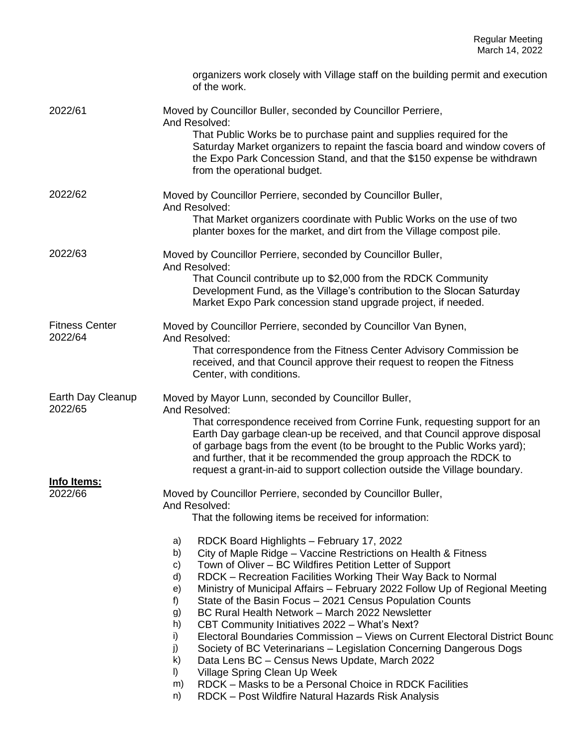organizers work closely with Village staff on the building permit and execution of the work.

2022/61

Moved by Councillor Buller, seconded by Councillor Perriere,
And Resolved:

That Public Works be to purchase paint and supplies required for the Saturday Market organizers to repaint the fascia board and window covers of the Expo Park Concession Stand, and that the $150 expense be withdrawn from the operational budget.

2022/62

Moved by Councillor Perriere, seconded by Councillor Buller,
And Resolved:

That Market organizers coordinate with Public Works on the use of two planter boxes for the market, and dirt from the Village compost pile.

2022/63

Moved by Councillor Perriere, seconded by Councillor Buller,
And Resolved:

That Council contribute up to $2,000 from the RDCK Community Development Fund, as the Village's contribution to the Slocan Saturday Market Expo Park concession stand upgrade project, if needed.

Fitness Center
2022/64

Moved by Councillor Perriere, seconded by Councillor Van Bynen,
And Resolved:

That correspondence from the Fitness Center Advisory Commission be received, and that Council approve their request to reopen the Fitness Center, with conditions.

Earth Day Cleanup
2022/65

Moved by Mayor Lunn, seconded by Councillor Buller,
And Resolved:

That correspondence received from Corrine Funk, requesting support for an Earth Day garbage clean-up be received, and that Council approve disposal of garbage bags from the event (to be brought to the Public Works yard); and further, that it be recommended the group approach the RDCK to request a grant-in-aid to support collection outside the Village boundary.

**Info Items:**
2022/66

Moved by Councillor Perriere, seconded by Councillor Buller,
And Resolved:

That the following items be received for information:

a) RDCK Board Highlights – February 17, 2022
b) City of Maple Ridge – Vaccine Restrictions on Health & Fitness
c) Town of Oliver – BC Wildfires Petition Letter of Support
d) RDCK – Recreation Facilities Working Their Way Back to Normal
e) Ministry of Municipal Affairs – February 2022 Follow Up of Regional Meeting
f) State of the Basin Focus – 2021 Census Population Counts
g) BC Rural Health Network – March 2022 Newsletter
h) CBT Community Initiatives 2022 – What's Next?
i) Electoral Boundaries Commission – Views on Current Electoral District Bounc
j) Society of BC Veterinarians – Legislation Concerning Dangerous Dogs
k) Data Lens BC – Census News Update, March 2022
l) Village Spring Clean Up Week
m) RDCK – Masks to be a Personal Choice in RDCK Facilities
n) RDCK – Post Wildfire Natural Hazards Risk Analysis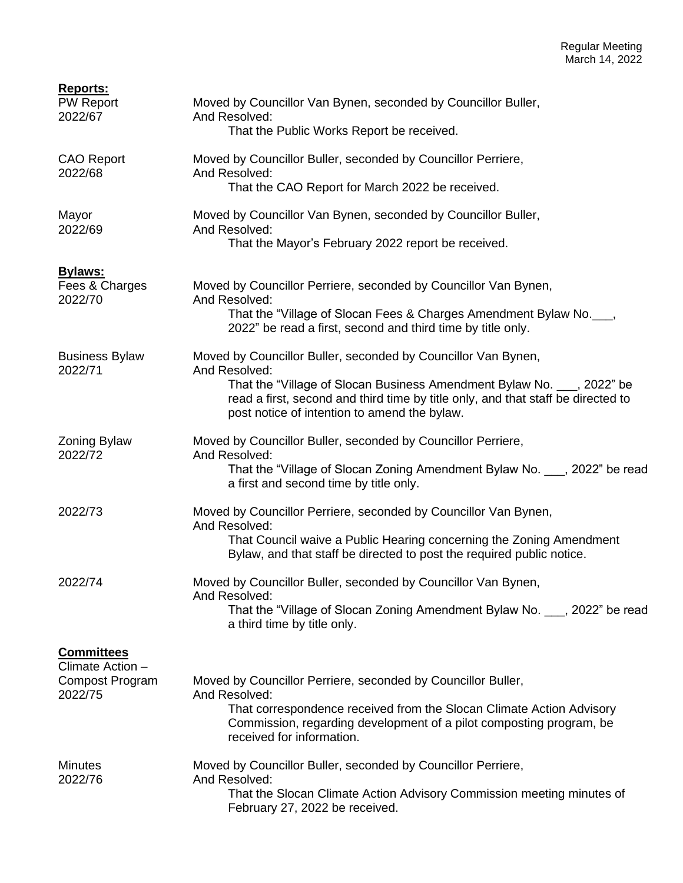**Reports:**

PW Report
2022/67

Moved by Councillor Van Bynen, seconded by Councillor Buller,
And Resolved:
That the Public Works Report be received.

CAO Report
2022/68

Moved by Councillor Buller, seconded by Councillor Perriere,
And Resolved:
That the CAO Report for March 2022 be received.

Mayor
2022/69

Moved by Councillor Van Bynen, seconded by Councillor Buller,
And Resolved:
That the Mayor's February 2022 report be received.

**Bylaws:**

Fees & Charges
2022/70

Moved by Councillor Perriere, seconded by Councillor Van Bynen,
And Resolved:
That the "Village of Slocan Fees & Charges Amendment Bylaw No.___, 2022" be read a first, second and third time by title only.

Business Bylaw
2022/71

Moved by Councillor Buller, seconded by Councillor Van Bynen,
And Resolved:
That the "Village of Slocan Business Amendment Bylaw No. ___, 2022" be read a first, second and third time by title only, and that staff be directed to post notice of intention to amend the bylaw.

Zoning Bylaw
2022/72

Moved by Councillor Buller, seconded by Councillor Perriere,
And Resolved:
That the "Village of Slocan Zoning Amendment Bylaw No. ___, 2022" be read a first and second time by title only.

2022/73

Moved by Councillor Perriere, seconded by Councillor Van Bynen,
And Resolved:
That Council waive a Public Hearing concerning the Zoning Amendment Bylaw, and that staff be directed to post the required public notice.

2022/74

Moved by Councillor Buller, seconded by Councillor Van Bynen,
And Resolved:
That the "Village of Slocan Zoning Amendment Bylaw No. ___, 2022" be read a third time by title only.

**Committees**

Climate Action – Compost Program
2022/75

Moved by Councillor Perriere, seconded by Councillor Buller,
And Resolved:
That correspondence received from the Slocan Climate Action Advisory Commission, regarding development of a pilot composting program, be received for information.

Minutes
2022/76

Moved by Councillor Buller, seconded by Councillor Perriere,
And Resolved:
That the Slocan Climate Action Advisory Commission meeting minutes of February 27, 2022 be received.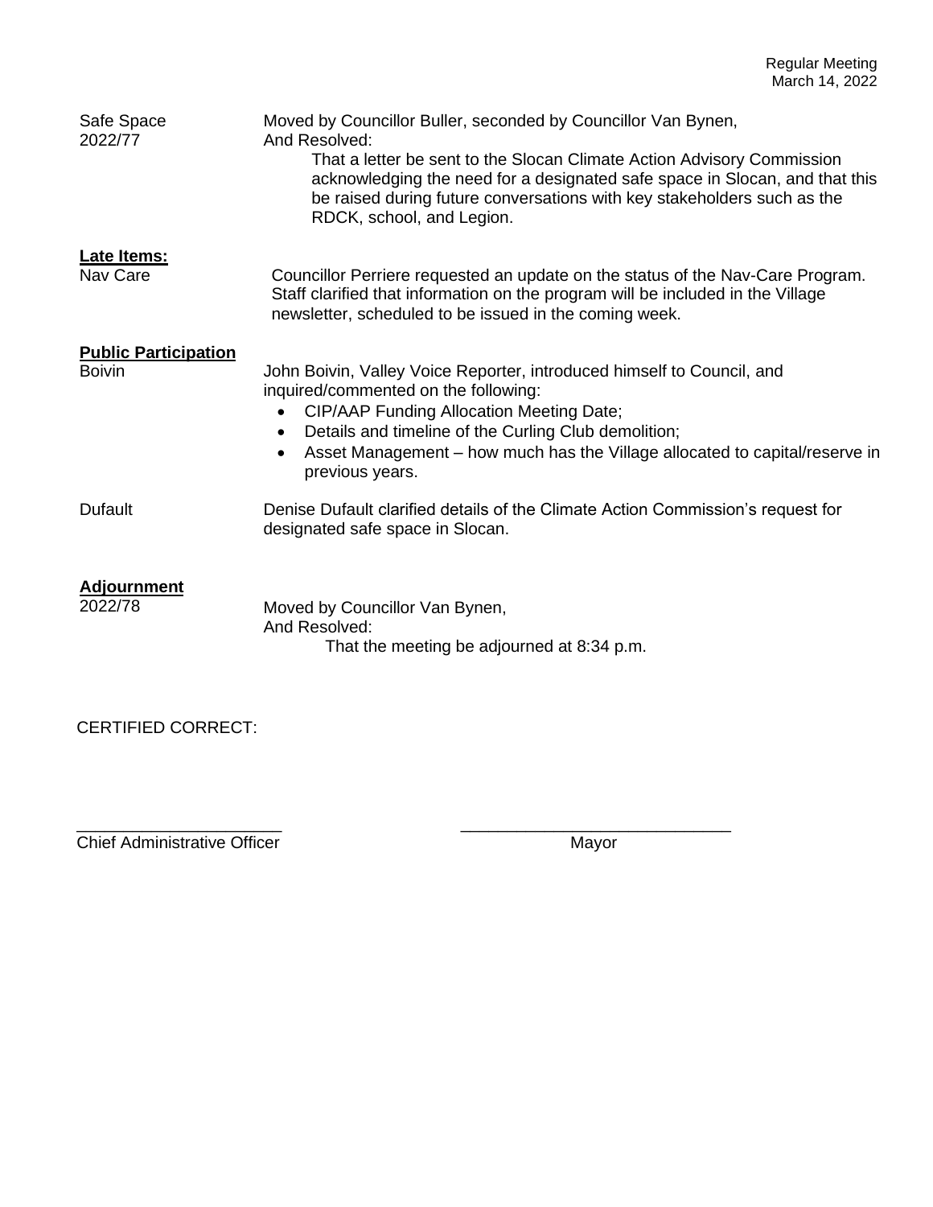**Safe Space**
**2022/77**

Moved by Councillor Buller, seconded by Councillor Van Bynen,
And Resolved:

That a letter be sent to the Slocan Climate Action Advisory Commission acknowledging the need for a designated safe space in Slocan, and that this be raised during future conversations with key stakeholders such as the RDCK, school, and Legion.

## Late Items:

**Nav Care**

Councillor Perriere requested an update on the status of the Nav-Care Program. Staff clarified that information on the program will be included in the Village newsletter, scheduled to be issued in the coming week.

## Public Participation

**Boivin**

John Boivin, Valley Voice Reporter, introduced himself to Council, and inquired/commented on the following:

- CIP/AAP Funding Allocation Meeting Date;
- Details and timeline of the Curling Club demolition;
- Asset Management – how much has the Village allocated to capital/reserve in previous years.

**Dufault**

Denise Dufault clarified details of the Climate Action Commission's request for designated safe space in Slocan.

## Adjournment

**2022/78**

Moved by Councillor Van Bynen,
And Resolved:

That the meeting be adjourned at 8:34 p.m.

CERTIFIED CORRECT:

______________________
Chief Administrative Officer

______________________
Mayor